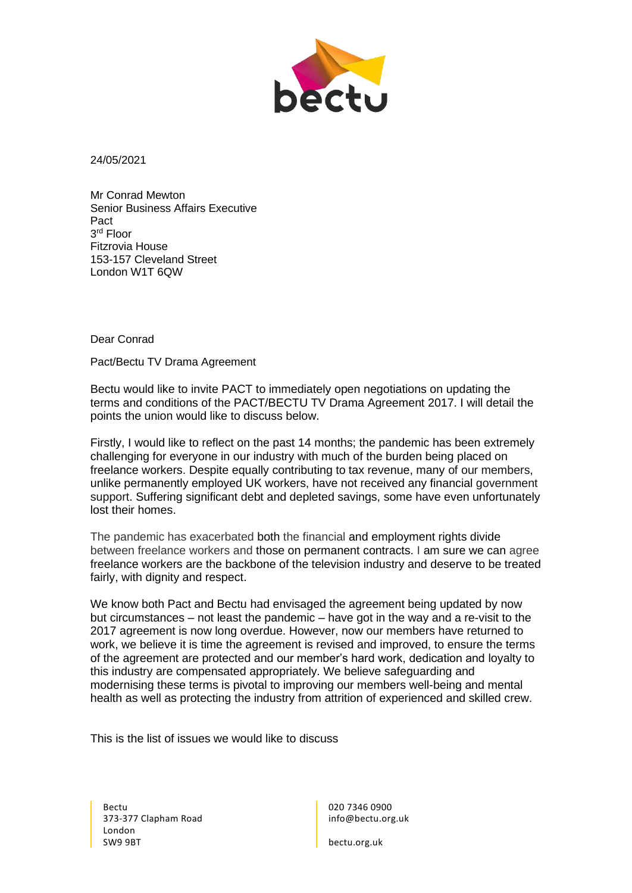24/05/2021

Mr Conrad Mewton
Senior Business Affairs Executive
Pact
3rd Floor
Fitzrovia House
153-157 Cleveland Street
London W1T 6QW

Dear Conrad

Pact/Bectu TV Drama Agreement

Bectu would like to invite PACT to immediately open negotiations on updating the terms and conditions of the PACT/BECTU TV Drama Agreement 2017. I will detail the points the union would like to discuss below.

Firstly, I would like to reflect on the past 14 months; the pandemic has been extremely challenging for everyone in our industry with much of the burden being placed on freelance workers. Despite equally contributing to tax revenue, many of our members, unlike permanently employed UK workers, have not received any financial government support. Suffering significant debt and depleted savings, some have even unfortunately lost their homes.

The pandemic has exacerbated both the financial and employment rights divide between freelance workers and those on permanent contracts. I am sure we can agree freelance workers are the backbone of the television industry and deserve to be treated fairly, with dignity and respect.

We know both Pact and Bectu had envisaged the agreement being updated by now but circumstances – not least the pandemic – have got in the way and a re-visit to the 2017 agreement is now long overdue. However, now our members have returned to work, we believe it is time the agreement is revised and improved, to ensure the terms of the agreement are protected and our member's hard work, dedication and loyalty to this industry are compensated appropriately. We believe safeguarding and modernising these terms is pivotal to improving our members well-being and mental health as well as protecting the industry from attrition of experienced and skilled crew.

This is the list of issues we would like to discuss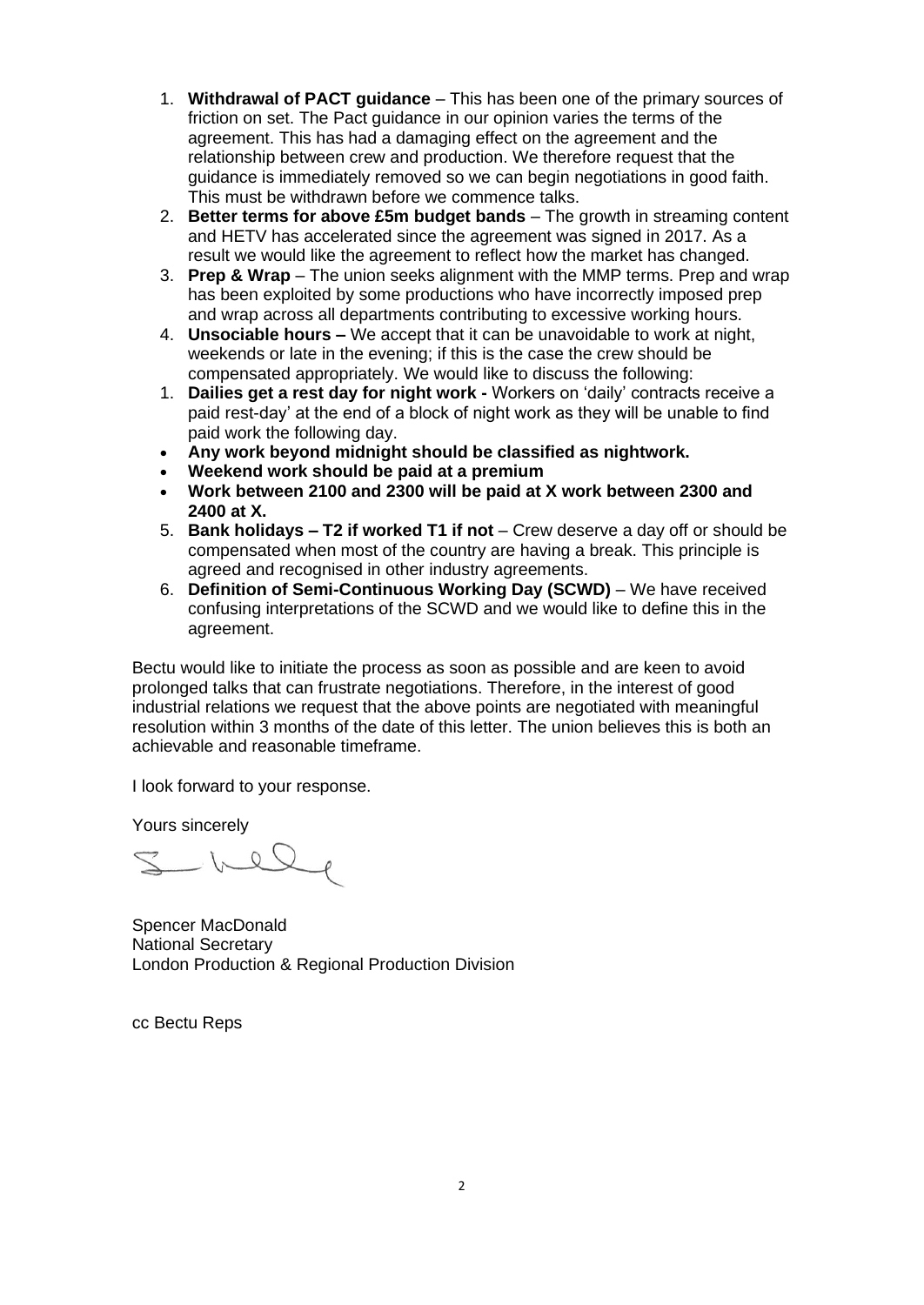1. **Withdrawal of PACT guidance** – This has been one of the primary sources of friction on set. The Pact guidance in our opinion varies the terms of the agreement. This has had a damaging effect on the agreement and the relationship between crew and production. We therefore request that the guidance is immediately removed so we can begin negotiations in good faith. This must be withdrawn before we commence talks.
2. **Better terms for above £5m budget bands** – The growth in streaming content and HETV has accelerated since the agreement was signed in 2017. As a result we would like the agreement to reflect how the market has changed.
3. **Prep & Wrap** – The union seeks alignment with the MMP terms. Prep and wrap has been exploited by some productions who have incorrectly imposed prep and wrap across all departments contributing to excessive working hours.
4. **Unsociable hours –** We accept that it can be unavoidable to work at night, weekends or late in the evening; if this is the case the crew should be compensated appropriately. We would like to discuss the following:

1. **Dailies get a rest day for night work -** Workers on 'daily' contracts receive a paid rest-day' at the end of a block of night work as they will be unable to find paid work the following day.

- **Any work beyond midnight should be classified as nightwork.**
- **Weekend work should be paid at a premium**
- **Work between 2100 and 2300 will be paid at X work between 2300 and 2400 at X.**

5. **Bank holidays – T2 if worked T1 if not** – Crew deserve a day off or should be compensated when most of the country are having a break. This principle is agreed and recognised in other industry agreements.
6. **Definition of Semi-Continuous Working Day (SCWD)** – We have received confusing interpretations of the SCWD and we would like to define this in the agreement.

Bectu would like to initiate the process as soon as possible and are keen to avoid prolonged talks that can frustrate negotiations. Therefore, in the interest of good industrial relations we request that the above points are negotiated with meaningful resolution within 3 months of the date of this letter. The union believes this is both an achievable and reasonable timeframe.

I look forward to your response.

Yours sincerely

Spencer MacDonald
National Secretary
London Production & Regional Production Division

cc Bectu Reps